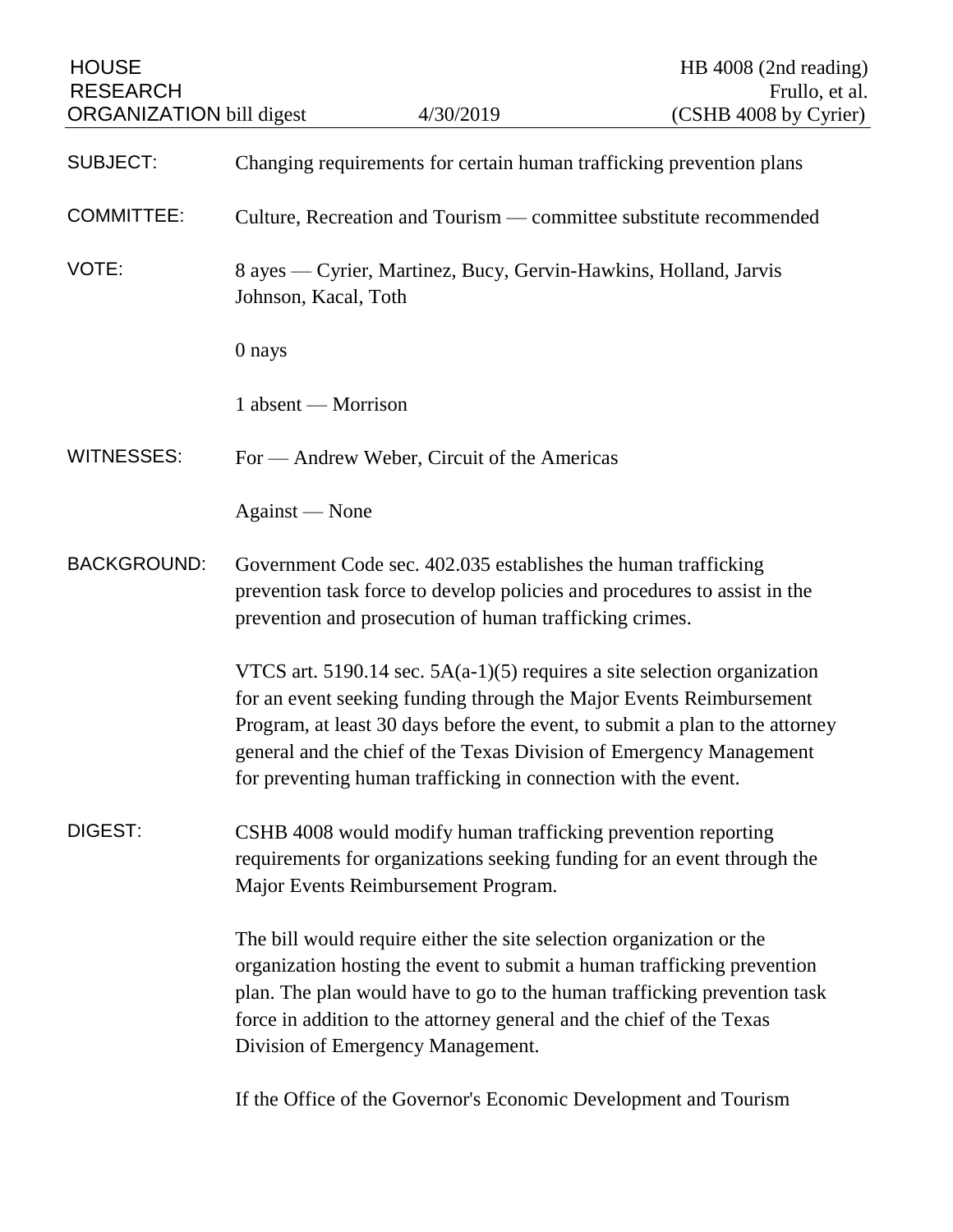HOUSE RESEARCH ORGANIZATION bill digest | 4/30/2019 | HB 4008 (2nd reading) Frullo, et al. (CSHB 4008 by Cyrier)

**SUBJECT:** Changing requirements for certain human trafficking prevention plans

**COMMITTEE:** Culture, Recreation and Tourism — committee substitute recommended

**VOTE:** 8 ayes — Cyrier, Martinez, Bucy, Gervin-Hawkins, Holland, Jarvis Johnson, Kacal, Toth

0 nays

1 absent — Morrison

**WITNESSES:** For — Andrew Weber, Circuit of the Americas

Against — None

**BACKGROUND:** Government Code sec. 402.035 establishes the human trafficking prevention task force to develop policies and procedures to assist in the prevention and prosecution of human trafficking crimes.

VTCS art. 5190.14 sec. 5A(a-1)(5) requires a site selection organization for an event seeking funding through the Major Events Reimbursement Program, at least 30 days before the event, to submit a plan to the attorney general and the chief of the Texas Division of Emergency Management for preventing human trafficking in connection with the event.

**DIGEST:** CSHB 4008 would modify human trafficking prevention reporting requirements for organizations seeking funding for an event through the Major Events Reimbursement Program.

The bill would require either the site selection organization or the organization hosting the event to submit a human trafficking prevention plan. The plan would have to go to the human trafficking prevention task force in addition to the attorney general and the chief of the Texas Division of Emergency Management.

If the Office of the Governor's Economic Development and Tourism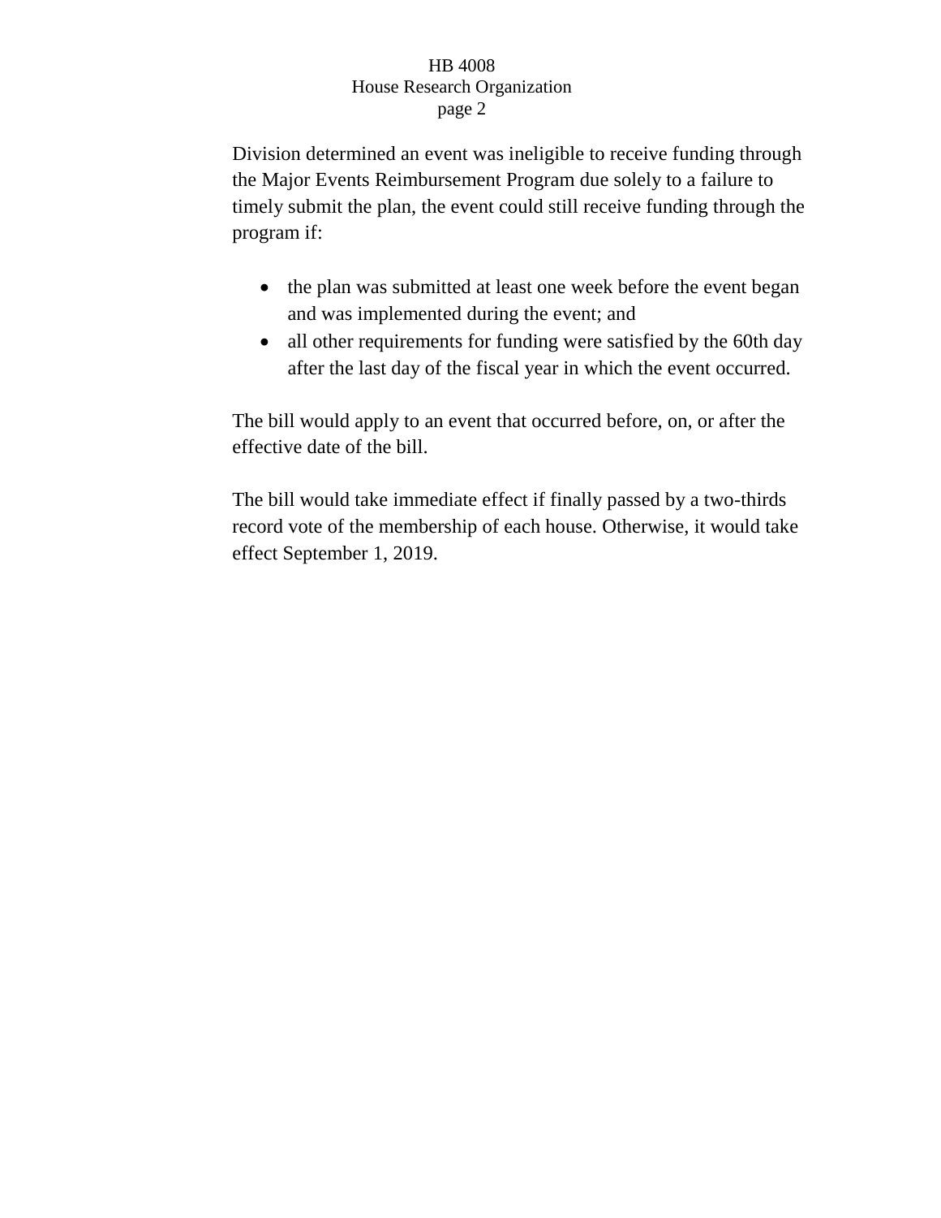Division determined an event was ineligible to receive funding through the Major Events Reimbursement Program due solely to a failure to timely submit the plan, the event could still receive funding through the program if:

- the plan was submitted at least one week before the event began and was implemented during the event; and
- all other requirements for funding were satisfied by the 60th day after the last day of the fiscal year in which the event occurred.

The bill would apply to an event that occurred before, on, or after the effective date of the bill.

The bill would take immediate effect if finally passed by a two-thirds record vote of the membership of each house. Otherwise, it would take effect September 1, 2019.